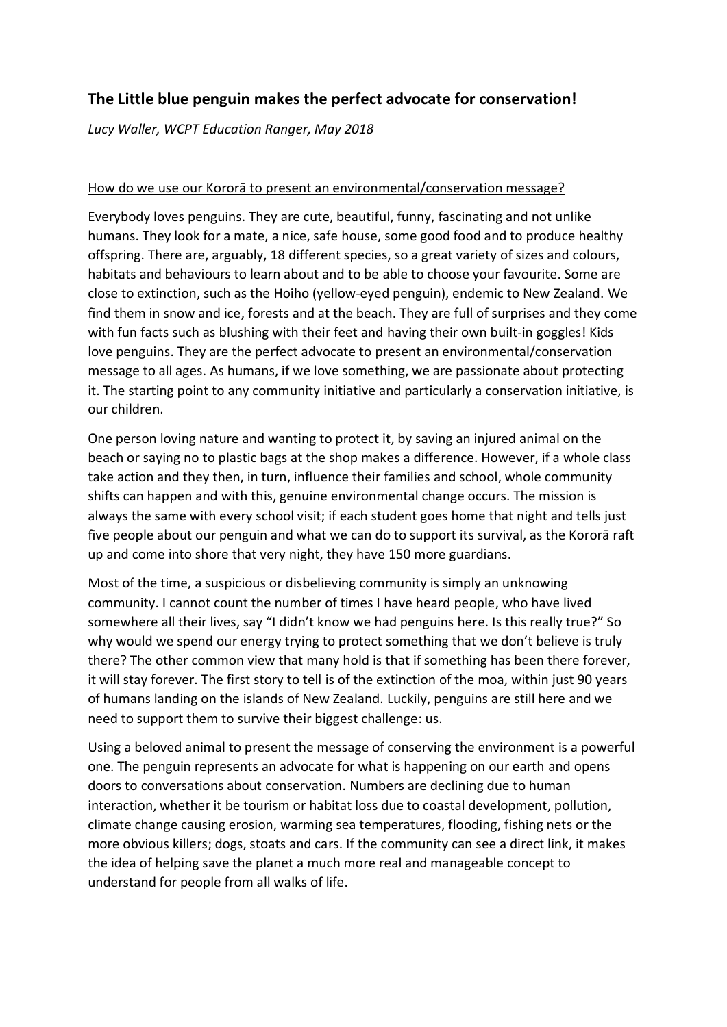## The Little blue penguin makes the perfect advocate for conservation!

*Lucy Waller, WCPT Education Ranger, May 2018*

How do we use our Kororā to present an environmental/conservation message?

Everybody loves penguins. They are cute, beautiful, funny, fascinating and not unlike humans. They look for a mate, a nice, safe house, some good food and to produce healthy offspring. There are, arguably, 18 different species, so a great variety of sizes and colours, habitats and behaviours to learn about and to be able to choose your favourite. Some are close to extinction, such as the Hoiho (yellow-eyed penguin), endemic to New Zealand. We find them in snow and ice, forests and at the beach. They are full of surprises and they come with fun facts such as blushing with their feet and having their own built-in goggles! Kids love penguins. They are the perfect advocate to present an environmental/conservation message to all ages. As humans, if we love something, we are passionate about protecting it. The starting point to any community initiative and particularly a conservation initiative, is our children.

One person loving nature and wanting to protect it, by saving an injured animal on the beach or saying no to plastic bags at the shop makes a difference. However, if a whole class take action and they then, in turn, influence their families and school, whole community shifts can happen and with this, genuine environmental change occurs. The mission is always the same with every school visit; if each student goes home that night and tells just five people about our penguin and what we can do to support its survival, as the Kororā raft up and come into shore that very night, they have 150 more guardians.

Most of the time, a suspicious or disbelieving community is simply an unknowing community. I cannot count the number of times I have heard people, who have lived somewhere all their lives, say "I didn't know we had penguins here. Is this really true?" So why would we spend our energy trying to protect something that we don't believe is truly there? The other common view that many hold is that if something has been there forever, it will stay forever. The first story to tell is of the extinction of the moa, within just 90 years of humans landing on the islands of New Zealand. Luckily, penguins are still here and we need to support them to survive their biggest challenge: us.

Using a beloved animal to present the message of conserving the environment is a powerful one. The penguin represents an advocate for what is happening on our earth and opens doors to conversations about conservation. Numbers are declining due to human interaction, whether it be tourism or habitat loss due to coastal development, pollution, climate change causing erosion, warming sea temperatures, flooding, fishing nets or the more obvious killers; dogs, stoats and cars. If the community can see a direct link, it makes the idea of helping save the planet a much more real and manageable concept to understand for people from all walks of life.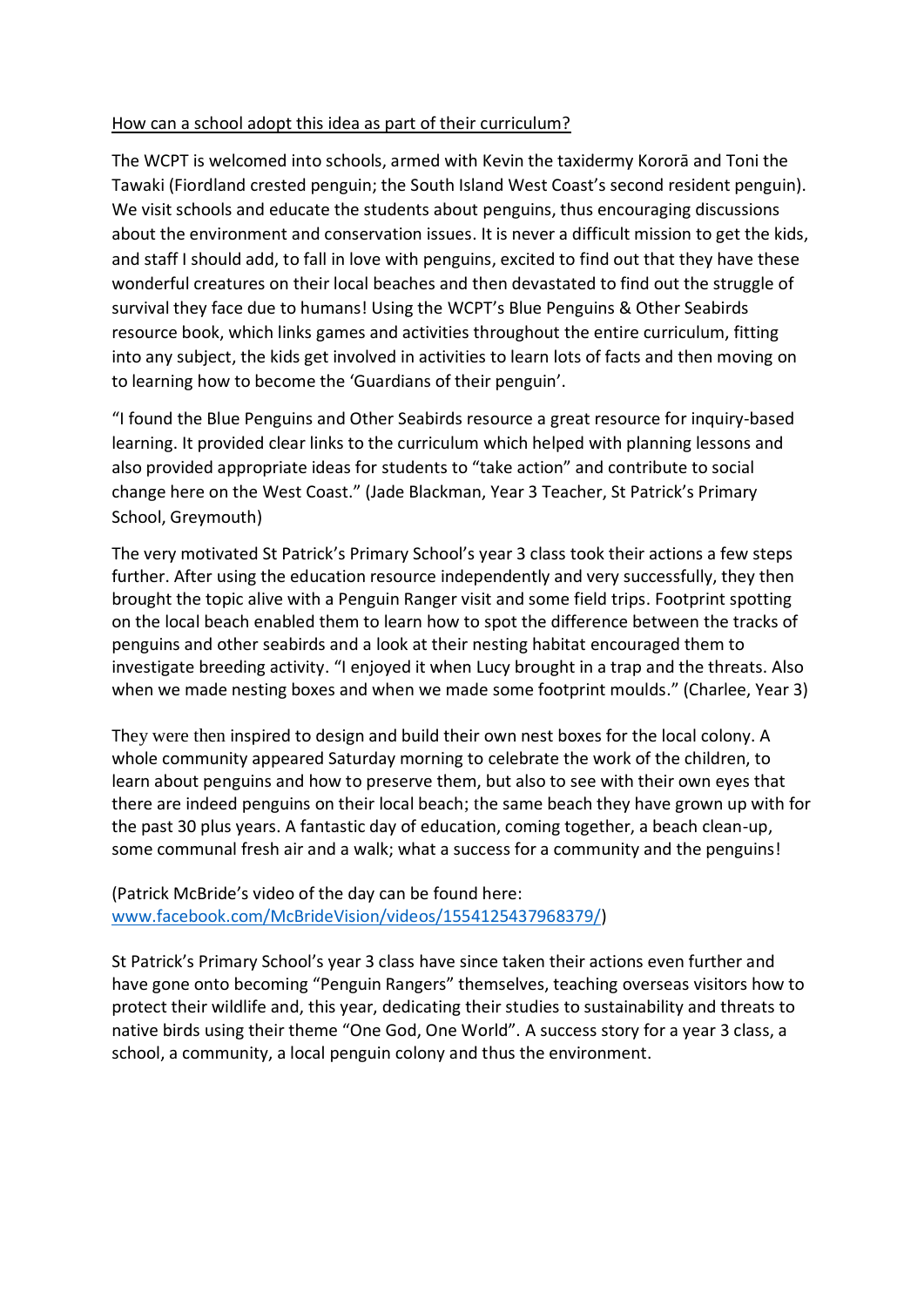<u>How can a school adopt this idea as part of their curriculum?</u>

The WCPT is welcomed into schools, armed with Kevin the taxidermy Kororā and Toni the Tawaki (Fiordland crested penguin; the South Island West Coast's second resident penguin). We visit schools and educate the students about penguins, thus encouraging discussions about the environment and conservation issues. It is never a difficult mission to get the kids, and staff I should add, to fall in love with penguins, excited to find out that they have these wonderful creatures on their local beaches and then devastated to find out the struggle of survival they face due to humans! Using the WCPT's Blue Penguins & Other Seabirds resource book, which links games and activities throughout the entire curriculum, fitting into any subject, the kids get involved in activities to learn lots of facts and then moving on to learning how to become the 'Guardians of their penguin'.

"I found the Blue Penguins and Other Seabirds resource a great resource for inquiry-based learning. It provided clear links to the curriculum which helped with planning lessons and also provided appropriate ideas for students to "take action" and contribute to social change here on the West Coast." (Jade Blackman, Year 3 Teacher, St Patrick's Primary School, Greymouth)

The very motivated St Patrick's Primary School's year 3 class took their actions a few steps further. After using the education resource independently and very successfully, they then brought the topic alive with a Penguin Ranger visit and some field trips. Footprint spotting on the local beach enabled them to learn how to spot the difference between the tracks of penguins and other seabirds and a look at their nesting habitat encouraged them to investigate breeding activity. "I enjoyed it when Lucy brought in a trap and the threats. Also when we made nesting boxes and when we made some footprint moulds." (Charlee, Year 3)

They were then inspired to design and build their own nest boxes for the local colony. A whole community appeared Saturday morning to celebrate the work of the children, to learn about penguins and how to preserve them, but also to see with their own eyes that there are indeed penguins on their local beach; the same beach they have grown up with for the past 30 plus years. A fantastic day of education, coming together, a beach clean-up, some communal fresh air and a walk; what a success for a community and the penguins!

(Patrick McBride's video of the day can be found here: [www.facebook.com/McBrideVision/videos/1554125437968379/](www.facebook.com/McBrideVision/videos/1554125437968379/))

St Patrick's Primary School's year 3 class have since taken their actions even further and have gone onto becoming "Penguin Rangers" themselves, teaching overseas visitors how to protect their wildlife and, this year, dedicating their studies to sustainability and threats to native birds using their theme "One God, One World". A success story for a year 3 class, a school, a community, a local penguin colony and thus the environment.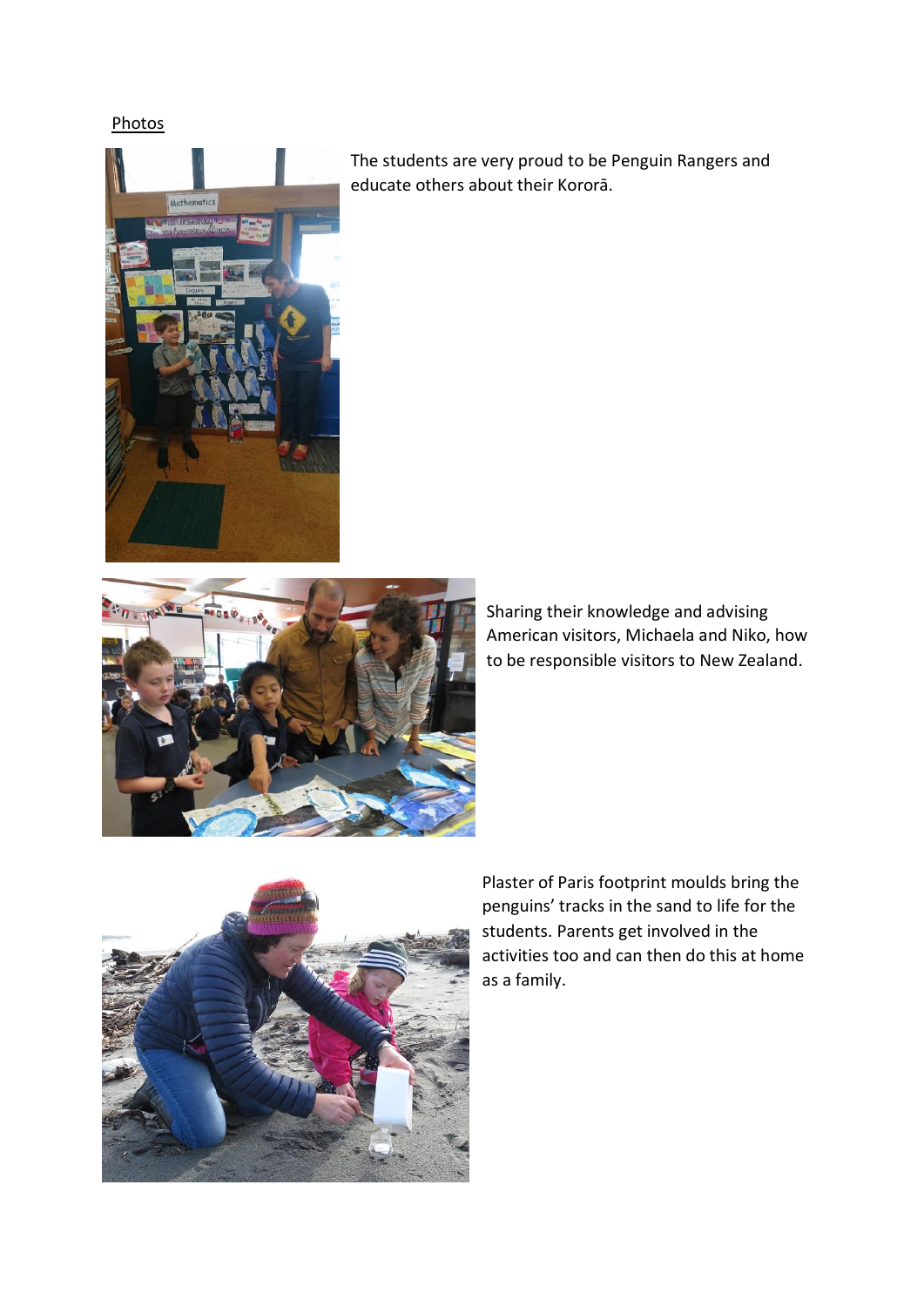Photos

The students are very proud to be Penguin Rangers and educate others about their Kororā.

Sharing their knowledge and advising American visitors, Michaela and Niko, how to be responsible visitors to New Zealand.

Plaster of Paris footprint moulds bring the penguins' tracks in the sand to life for the students. Parents get involved in the activities too and can then do this at home as a family.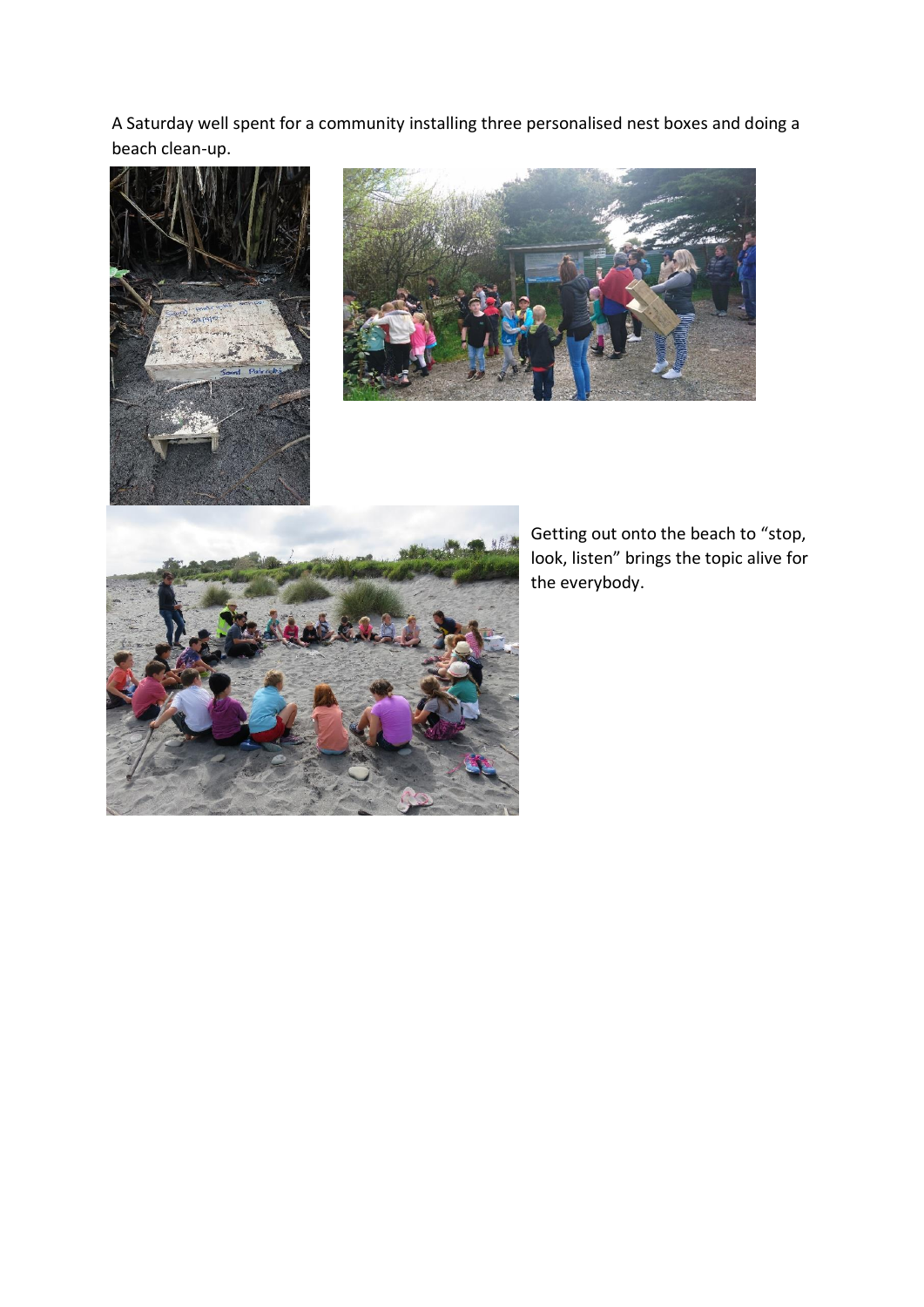A Saturday well spent for a community installing three personalised nest boxes and doing a beach clean-up.

Getting out onto the beach to "stop, look, listen" brings the topic alive for the everybody.